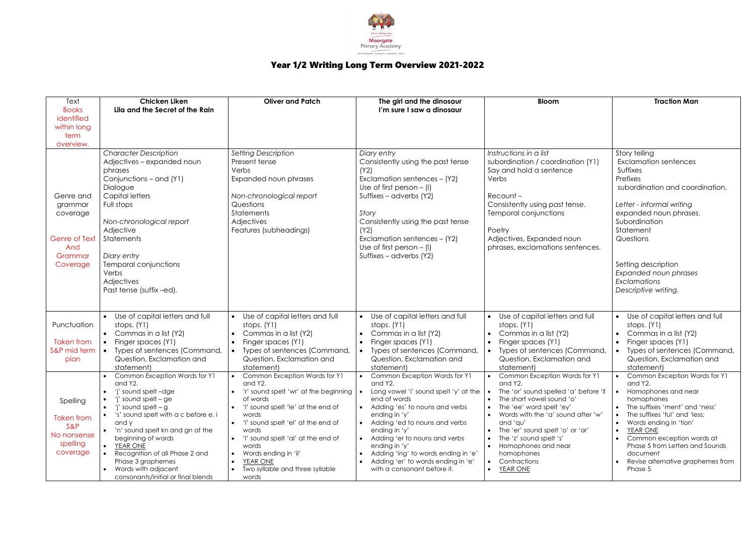Moorgate Primary Academy

# Year 1/2 Writing Long Term Overview 2021-2022

| Text Books identified within long term overview. | **Chicken Liken**<br>**Lila and the Secret of the Rain** | **Oliver and Patch** | **The girl and the dinosaur**<br>**I'm sure I saw a dinosaur** | **Bloom** | **Traction Man** |
|---|---|---|---|---|---|
| Genre and grammar coverage<br><br>Genre of Text And Grammar Coverage | *Character Description*<br>Adjectives – expanded noun phrases<br>Conjunctions – and (Y1)<br>Dialogue<br>Capital letters<br>Full stops<br><br>*Non-chronological report*<br>Adjective<br>Statements<br><br>*Diary entry*<br>Temporal conjunctions<br>Verbs<br>Adjectives<br>Past tense (suffix –ed). | *Setting Description*<br>Present tense<br>Verbs<br>Expanded noun phrases<br><br>*Non-chronological report*<br>Questions<br>Statements<br>Adjectives<br>Features (subheadings) | *Diary entry*<br>Consistently using the past tense (Y2)<br>Exclamation sentences – (Y2)<br>Use of first person – (I)<br>Suffixes – adverbs (Y2)<br><br>*Story*<br>Consistently using the past tense (Y2)<br>Exclamation sentences – (Y2)<br>Use of first person – (I)<br>Suffixes – adverbs (Y2) | *Instructions in a list*<br>subordination / coordination (Y1)<br>Say and hold a sentence<br>Verbs<br><br>Recount –<br>Consistently using past tense.<br>Temporal conjunctions<br><br>Poetry<br>Adjectives, Expanded noun phrases, exclamations sentences. | Story telling<br>Exclamation sentences<br>Suffixes<br>Prefixes<br>subordination and coordination.<br><br>*Letter - informal writing*<br>expanded noun phrases.<br>Subordination<br>Statement<br>Questions<br><br>Setting description<br>*Expanded noun phrases*<br>*Exclamations*<br>*Descriptive writing.* |
| Punctuation<br><br>Taken from S&P mid term plan | • Use of capital letters and full stops. (Y1)<br>• Commas in a list (Y2)<br>• Finger spaces (Y1)<br>• Types of sentences (Command, Question, Exclamation and statement) | • Use of capital letters and full stops. (Y1)<br>• Commas in a list (Y2)<br>• Finger spaces (Y1)<br>• Types of sentences (Command, Question, Exclamation and statement) | • Use of capital letters and full stops. (Y1)<br>• Commas in a list (Y2)<br>• Finger spaces (Y1)<br>• Types of sentences (Command, Question, Exclamation and statement) | • Use of capital letters and full stops. (Y1)<br>• Commas in a list (Y2)<br>• Finger spaces (Y1)<br>• Types of sentences (Command, Question, Exclamation and statement) | • Use of capital letters and full stops. (Y1)<br>• Commas in a list (Y2)<br>• Finger spaces (Y1)<br>• Types of sentences (Command, Question, Exclamation and statement) |
| Spelling<br><br>Taken from S&P<br>No nonsense spelling coverage | • Common Exception Words for Y1 and Y2.<br>• 'j' sound spelt –dge<br>• 'j' sound spelt – ge<br>• 'j' sound spelt – g<br>• 's' sound spelt with a c before e. i and y<br>• 'n' sound spelt kn and gn at the beginning of words<br>• YEAR ONE<br>• Recognition of all Phase 2 and Phase 3 graphemes<br>• Words with adjacent consonants/initial or final blends | • Common Exception Words for Y1 and Y2.<br>• 'r' sound spelt 'wr' at the beginning of words<br>• 'l' sound spelt 'le' at the end of words<br>• 'l' sound spelt 'el' at the end of words<br>• 'l' sound spelt 'al' at the end of words<br>• Words ending in 'il'<br>• YEAR ONE<br>• Two syllable and three syllable words | • Common Exception Words for Y1 and Y2.<br>• Long vowel 'i' sound spelt 'y' at the end of words<br>• Adding 'es' to nouns and verbs ending in 'y'<br>• Adding 'ed to nouns and verbs ending in 'y'<br>• Adding 'er to nouns and verbs ending in 'y'<br>• Adding 'ing' to words ending in 'e'<br>• Adding 'er' to words ending in 'e' with a consonant before it. | • Common Exception Words for Y1 and Y2.<br>• The 'or' sound spelled 'a' before 'll<br>• The short vowel sound 'o'<br>• The 'ee' word spelt 'ey'<br>• Words with the 'a' sound after 'w' and 'qu'<br>• The 'er' sound spelt 'o' or 'ar'<br>• The 'z' sound spelt 's'<br>• Homophones and near homophones<br>• Contractions<br>• YEAR ONE | • Common Exception Words for Y1 and Y2.<br>• Homophones and near homophones<br>• The suffixes 'ment' and 'ness'<br>• The suffixes 'ful' and 'less;<br>• Words ending in 'tion'<br>• YEAR ONE<br>• Common exception words at Phase 5 from Letters and Sounds document<br>• Revise alternative graphemes from Phase 5 |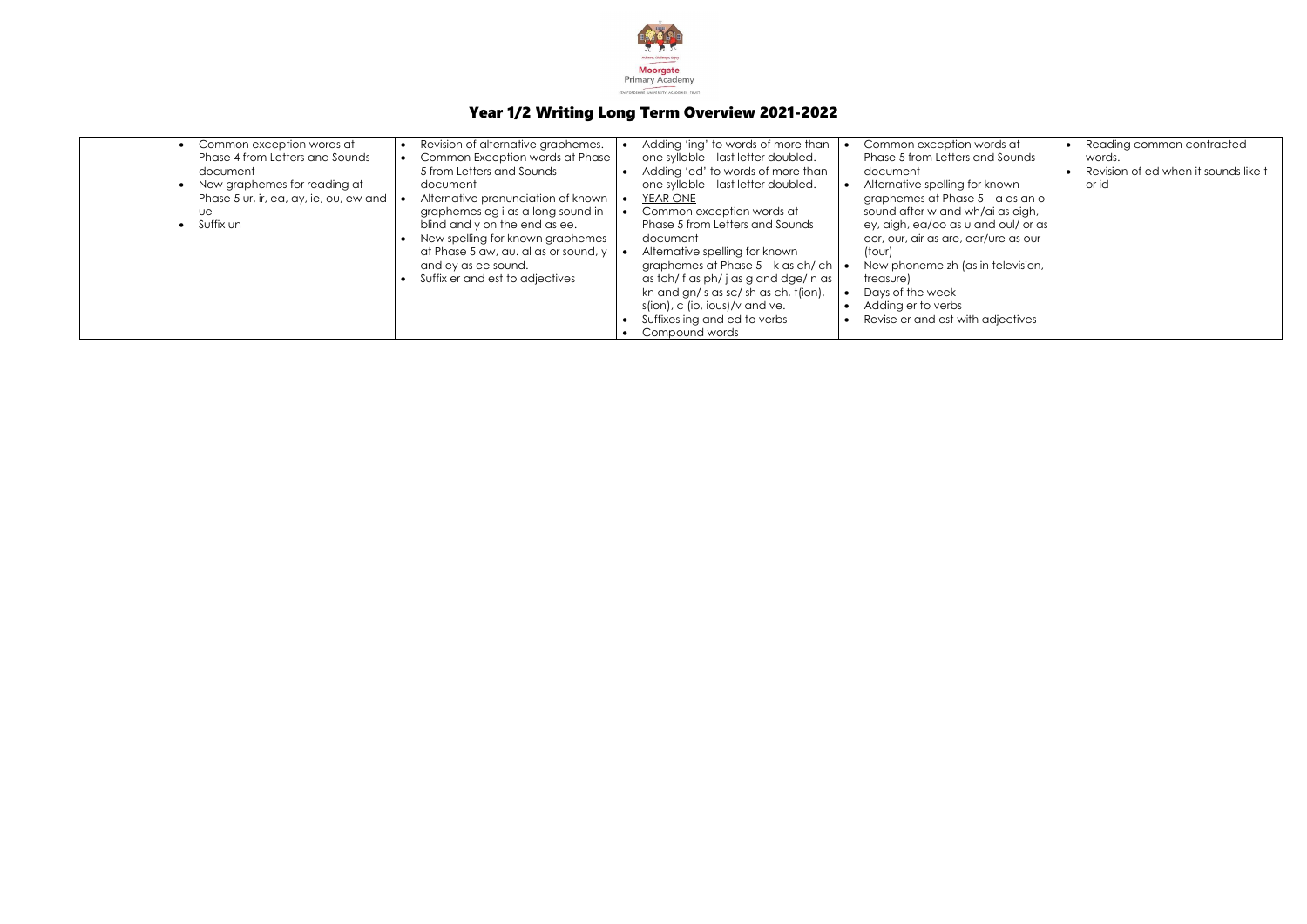# Year 1/2 Writing Long Term Overview 2021-2022

| | | | | | |
|---|---|---|---|---|---|
| | • Common exception words at Phase 4 from Letters and Sounds document<br>• New graphemes for reading at Phase 5 ur, ir, ea, ay, ie, ou, ew and ue<br>• Suffix un | • Revision of alternative graphemes.<br>• Common Exception words at Phase 5 from Letters and Sounds document<br>• Alternative pronunciation of known graphemes eg i as a long sound in blind and y on the end as ee.<br>• New spelling for known graphemes at Phase 5 aw, au. al as or sound, y and ey as ee sound.<br>• Suffix er and est to adjectives | • Adding 'ing' to words of more than one syllable – last letter doubled.<br>• Adding 'ed' to words of more than one syllable – last letter doubled.<br>• YEAR ONE<br>• Common exception words at Phase 5 from Letters and Sounds document<br>• Alternative spelling for known graphemes at Phase 5 – k as ch/ ch as tch/ f as ph/ j as g and dge/ n as kn and gn/ s as sc/ sh as ch, t(ion), s(ion), c (io, ious)/v and ve.<br>• Suffixes ing and ed to verbs<br>• Compound words | • Common exception words at Phase 5 from Letters and Sounds document<br>• Alternative spelling for known graphemes at Phase 5 – a as an o sound after w and wh/ai as eigh, ey, aigh, ea/oo as u and oul/ or as oor, our, air as are, ear/ure as our (tour)<br>• New phoneme zh (as in television, treasure)<br>• Days of the week<br>• Adding er to verbs<br>• Revise er and est with adjectives | • Reading common contracted words.<br>• Revision of ed when it sounds like t or id |